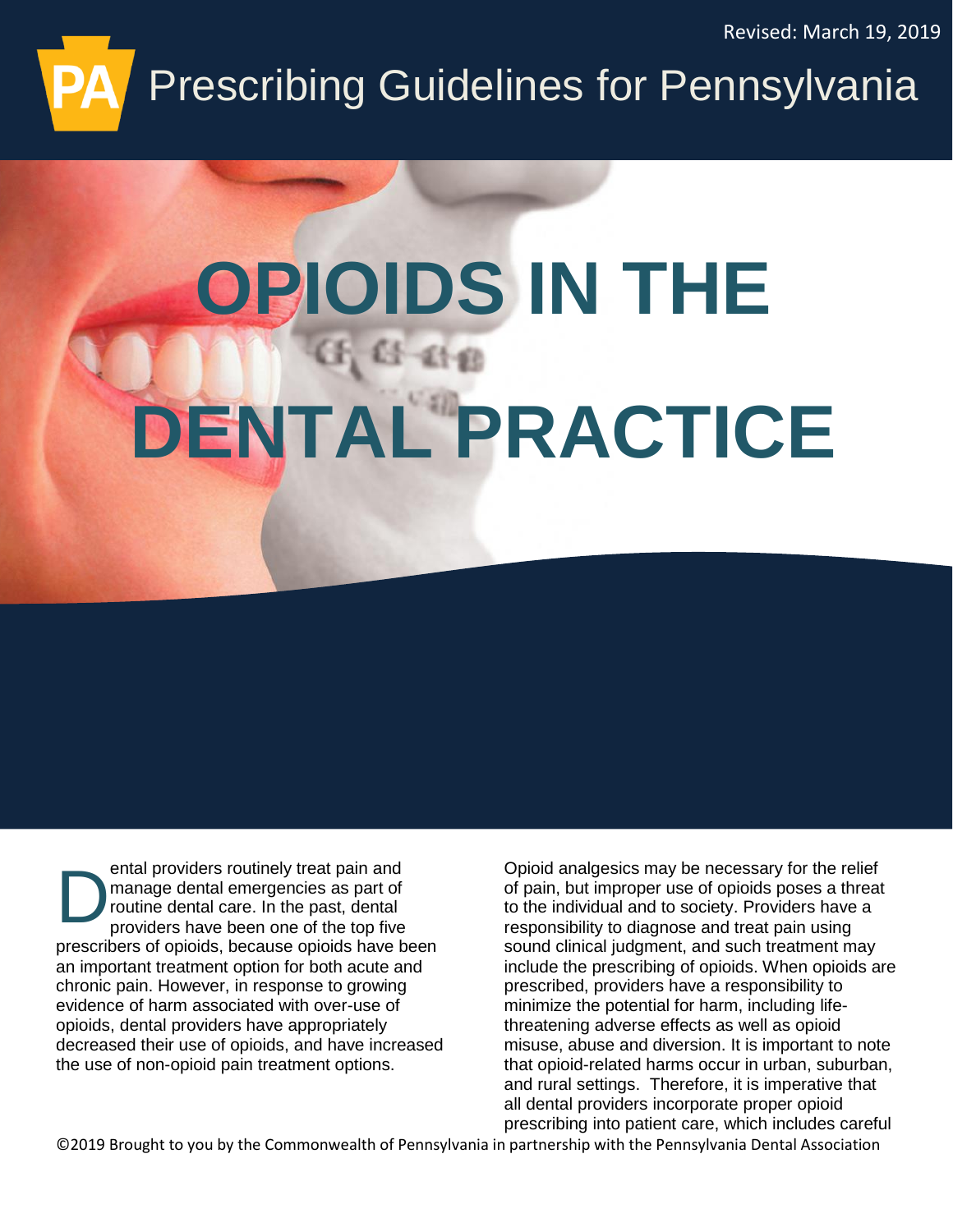Revised: March 19, 2019

# Prescribing Guidelines for Pennsylvania

# OPIOIDS IN THE DENTAL PRACTICE

Dental providers routinely treat pain and manage dental emergencies as part of routine dental care. In the past, dental providers have been one of the top five prescribers of opioids, because opioids have been an important treatment option for both acute and chronic pain. However, in response to growing evidence of harm associated with over-use of opioids, dental providers have appropriately decreased their use of opioids, and have increased the use of non-opioid pain treatment options.

Opioid analgesics may be necessary for the relief of pain, but improper use of opioids poses a threat to the individual and to society. Providers have a responsibility to diagnose and treat pain using sound clinical judgment, and such treatment may include the prescribing of opioids. When opioids are prescribed, providers have a responsibility to minimize the potential for harm, including life-threatening adverse effects as well as opioid misuse, abuse and diversion. It is important to note that opioid-related harms occur in urban, suburban, and rural settings. Therefore, it is imperative that all dental providers incorporate proper opioid prescribing into patient care, which includes careful

©2019 Brought to you by the Commonwealth of Pennsylvania in partnership with the Pennsylvania Dental Association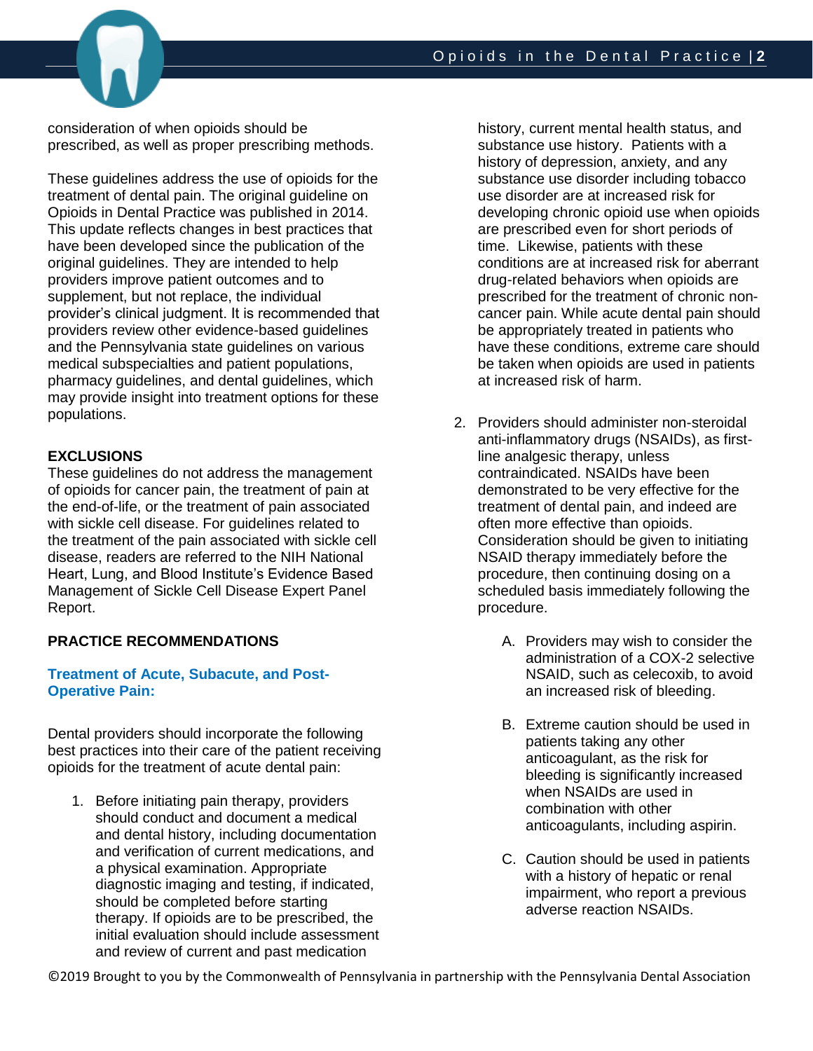consideration of when opioids should be prescribed, as well as proper prescribing methods.

These guidelines address the use of opioids for the treatment of dental pain. The original guideline on Opioids in Dental Practice was published in 2014. This update reflects changes in best practices that have been developed since the publication of the original guidelines. They are intended to help providers improve patient outcomes and to supplement, but not replace, the individual provider's clinical judgment. It is recommended that providers review other evidence-based guidelines and the Pennsylvania state guidelines on various medical subspecialties and patient populations, pharmacy guidelines, and dental guidelines, which may provide insight into treatment options for these populations.

## EXCLUSIONS

These guidelines do not address the management of opioids for cancer pain, the treatment of pain at the end-of-life, or the treatment of pain associated with sickle cell disease. For guidelines related to the treatment of the pain associated with sickle cell disease, readers are referred to the NIH National Heart, Lung, and Blood Institute's Evidence Based Management of Sickle Cell Disease Expert Panel Report.

## PRACTICE RECOMMENDATIONS

### Treatment of Acute, Subacute, and Post-Operative Pain:

Dental providers should incorporate the following best practices into their care of the patient receiving opioids for the treatment of acute dental pain:

1. Before initiating pain therapy, providers should conduct and document a medical and dental history, including documentation and verification of current medications, and a physical examination. Appropriate diagnostic imaging and testing, if indicated, should be completed before starting therapy. If opioids are to be prescribed, the initial evaluation should include assessment and review of current and past medication history, current mental health status, and substance use history. Patients with a history of depression, anxiety, and any substance use disorder including tobacco use disorder are at increased risk for developing chronic opioid use when opioids are prescribed even for short periods of time. Likewise, patients with these conditions are at increased risk for aberrant drug-related behaviors when opioids are prescribed for the treatment of chronic non-cancer pain. While acute dental pain should be appropriately treated in patients who have these conditions, extreme care should be taken when opioids are used in patients at increased risk of harm.

2. Providers should administer non-steroidal anti-inflammatory drugs (NSAIDs), as first-line analgesic therapy, unless contraindicated. NSAIDs have been demonstrated to be very effective for the treatment of dental pain, and indeed are often more effective than opioids. Consideration should be given to initiating NSAID therapy immediately before the procedure, then continuing dosing on a scheduled basis immediately following the procedure.

   A. Providers may wish to consider the administration of a COX-2 selective NSAID, such as celecoxib, to avoid an increased risk of bleeding.

   B. Extreme caution should be used in patients taking any other anticoagulant, as the risk for bleeding is significantly increased when NSAIDs are used in combination with other anticoagulants, including aspirin.

   C. Caution should be used in patients with a history of hepatic or renal impairment, who report a previous adverse reaction NSAIDs.

©2019 Brought to you by the Commonwealth of Pennsylvania in partnership with the Pennsylvania Dental Association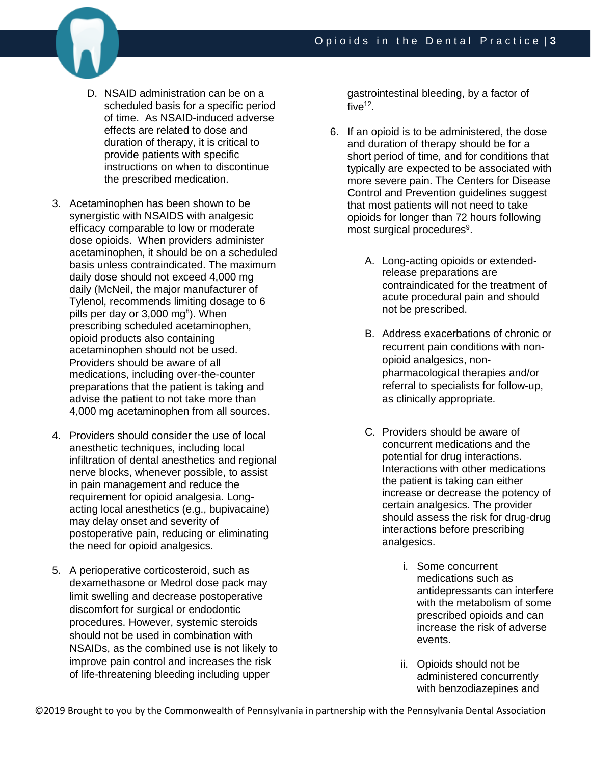D. NSAID administration can be on a scheduled basis for a specific period of time. As NSAID-induced adverse effects are related to dose and duration of therapy, it is critical to provide patients with specific instructions on when to discontinue the prescribed medication.

3. Acetaminophen has been shown to be synergistic with NSAIDS with analgesic efficacy comparable to low or moderate dose opioids. When providers administer acetaminophen, it should be on a scheduled basis unless contraindicated. The maximum daily dose should not exceed 4,000 mg daily (McNeil, the major manufacturer of Tylenol, recommends limiting dosage to 6 pills per day or 3,000 mg[8]). When prescribing scheduled acetaminophen, opioid products also containing acetaminophen should not be used. Providers should be aware of all medications, including over-the-counter preparations that the patient is taking and advise the patient to not take more than 4,000 mg acetaminophen from all sources.

4. Providers should consider the use of local anesthetic techniques, including local infiltration of dental anesthetics and regional nerve blocks, whenever possible, to assist in pain management and reduce the requirement for opioid analgesia. Long-acting local anesthetics (e.g., bupivacaine) may delay onset and severity of postoperative pain, reducing or eliminating the need for opioid analgesics.

5. A perioperative corticosteroid, such as dexamethasone or Medrol dose pack may limit swelling and decrease postoperative discomfort for surgical or endodontic procedures. However, systemic steroids should not be used in combination with NSAIDs, as the combined use is not likely to improve pain control and increases the risk of life-threatening bleeding including upper gastrointestinal bleeding, by a factor of five[12].

6. If an opioid is to be administered, the dose and duration of therapy should be for a short period of time, and for conditions that typically are expected to be associated with more severe pain. The Centers for Disease Control and Prevention guidelines suggest that most patients will not need to take opioids for longer than 72 hours following most surgical procedures[9].

   A. Long-acting opioids or extended-release preparations are contraindicated for the treatment of acute procedural pain and should not be prescribed.

   B. Address exacerbations of chronic or recurrent pain conditions with non-opioid analgesics, non-pharmacological therapies and/or referral to specialists for follow-up, as clinically appropriate.

   C. Providers should be aware of concurrent medications and the potential for drug interactions. Interactions with other medications the patient is taking can either increase or decrease the potency of certain analgesics. The provider should assess the risk for drug-drug interactions before prescribing analgesics.

      i. Some concurrent medications such as antidepressants can interfere with the metabolism of some prescribed opioids and can increase the risk of adverse events.

      ii. Opioids should not be administered concurrently with benzodiazepines and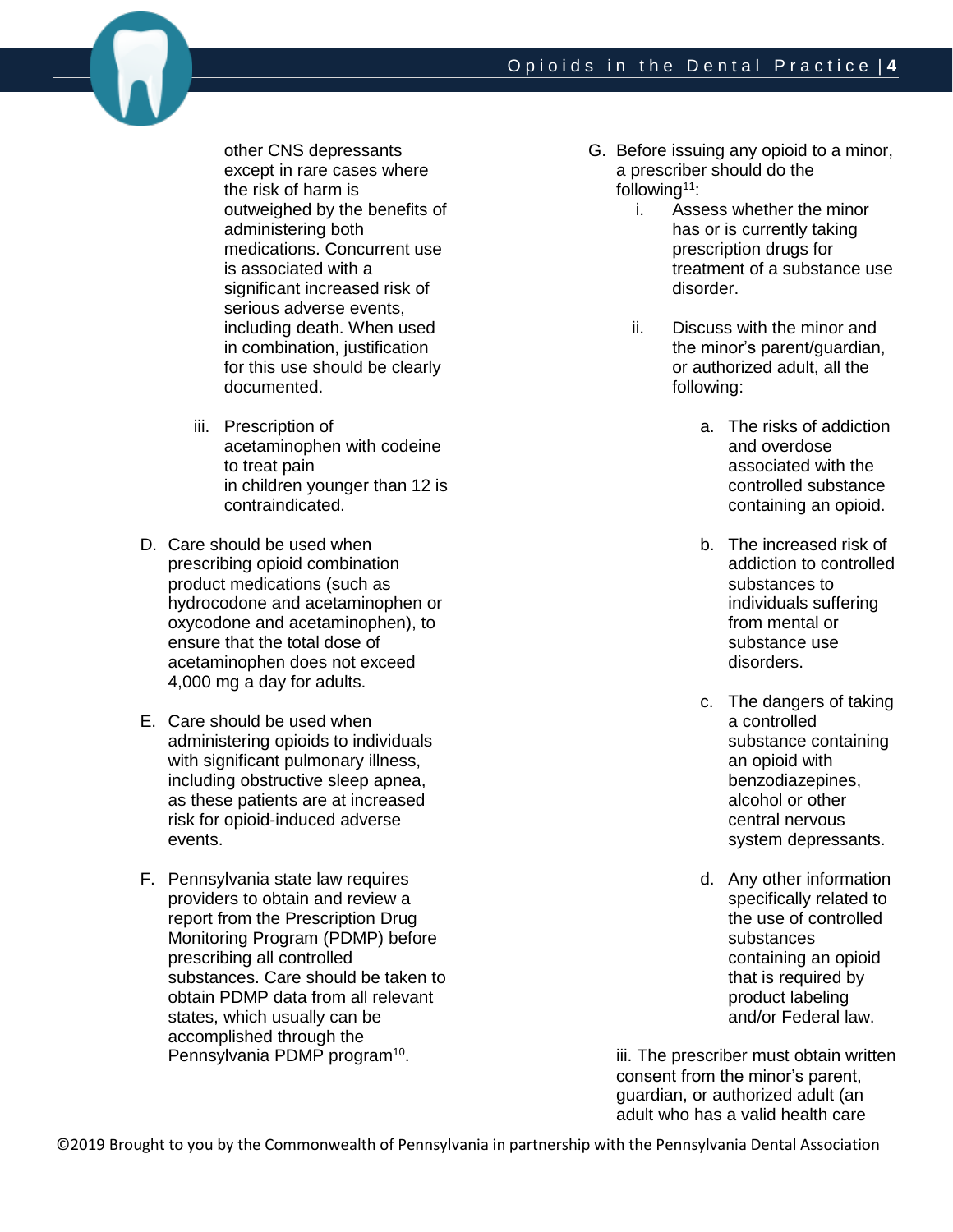other CNS depressants except in rare cases where the risk of harm is outweighed by the benefits of administering both medications. Concurrent use is associated with a significant increased risk of serious adverse events, including death. When used in combination, justification for this use should be clearly documented.

   iii. Prescription of acetaminophen with codeine to treat pain in children younger than 12 is contraindicated.

D. Care should be used when prescribing opioid combination product medications (such as hydrocodone and acetaminophen or oxycodone and acetaminophen), to ensure that the total dose of acetaminophen does not exceed 4,000 mg a day for adults.

E. Care should be used when administering opioids to individuals with significant pulmonary illness, including obstructive sleep apnea, as these patients are at increased risk for opioid-induced adverse events.

F. Pennsylvania state law requires providers to obtain and review a report from the Prescription Drug Monitoring Program (PDMP) before prescribing all controlled substances. Care should be taken to obtain PDMP data from all relevant states, which usually can be accomplished through the Pennsylvania PDMP program[10].

G. Before issuing any opioid to a minor, a prescriber should do the following[11]:

   i. Assess whether the minor has or is currently taking prescription drugs for treatment of a substance use disorder.

   ii. Discuss with the minor and the minor's parent/guardian, or authorized adult, all the following:

      a. The risks of addiction and overdose associated with the controlled substance containing an opioid.

      b. The increased risk of addiction to controlled substances to individuals suffering from mental or substance use disorders.

      c. The dangers of taking a controlled substance containing an opioid with benzodiazepines, alcohol or other central nervous system depressants.

      d. Any other information specifically related to the use of controlled substances containing an opioid that is required by product labeling and/or Federal law.

   iii. The prescriber must obtain written consent from the minor's parent, guardian, or authorized adult (an adult who has a valid health care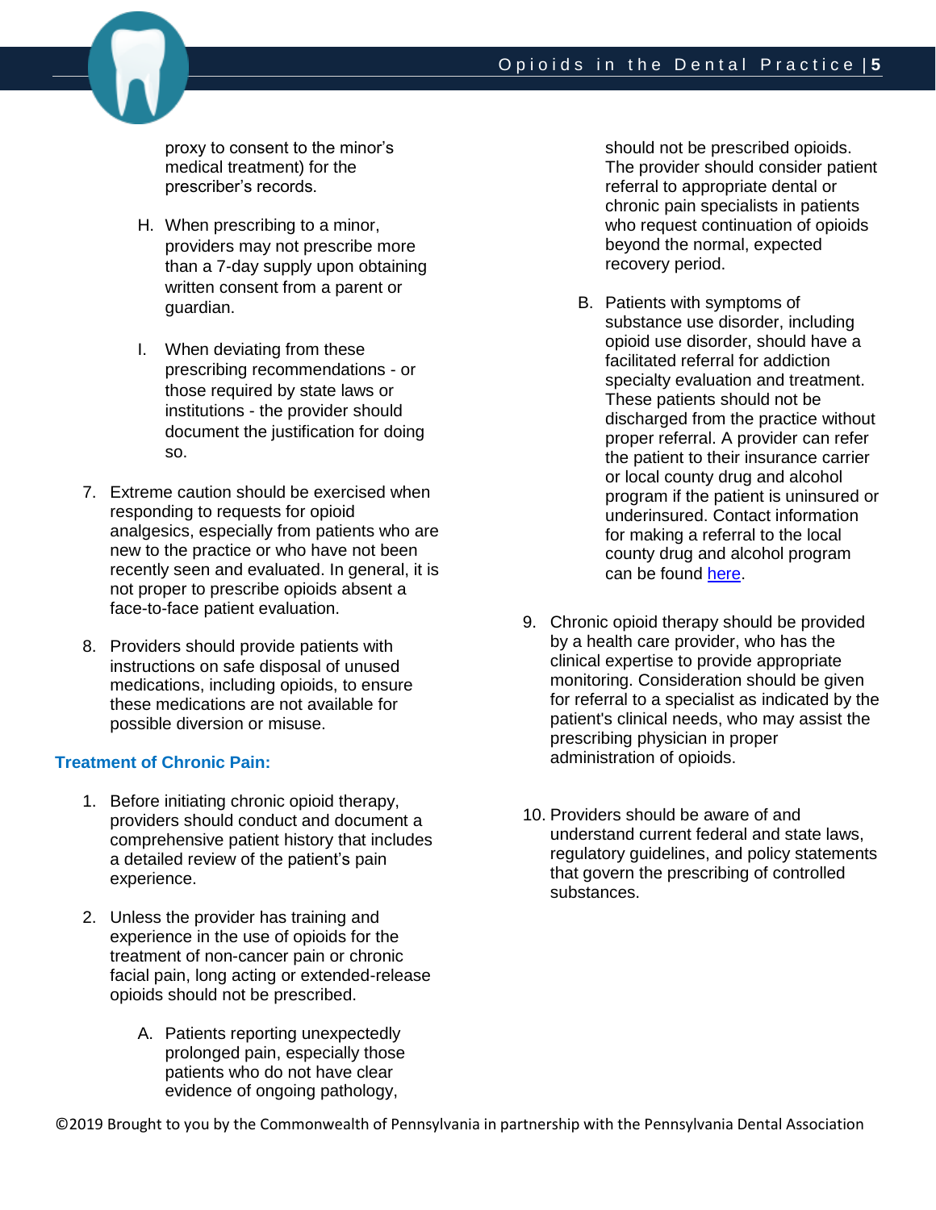proxy to consent to the minor's medical treatment) for the prescriber's records.

H. When prescribing to a minor, providers may not prescribe more than a 7-day supply upon obtaining written consent from a parent or guardian.

I. When deviating from these prescribing recommendations - or those required by state laws or institutions - the provider should document the justification for doing so.

7. Extreme caution should be exercised when responding to requests for opioid analgesics, especially from patients who are new to the practice or who have not been recently seen and evaluated. In general, it is not proper to prescribe opioids absent a face-to-face patient evaluation.

8. Providers should provide patients with instructions on safe disposal of unused medications, including opioids, to ensure these medications are not available for possible diversion or misuse.

### Treatment of Chronic Pain:

1. Before initiating chronic opioid therapy, providers should conduct and document a comprehensive patient history that includes a detailed review of the patient's pain experience.

2. Unless the provider has training and experience in the use of opioids for the treatment of non-cancer pain or chronic facial pain, long acting or extended-release opioids should not be prescribed.

   A. Patients reporting unexpectedly prolonged pain, especially those patients who do not have clear evidence of ongoing pathology, should not be prescribed opioids. The provider should consider patient referral to appropriate dental or chronic pain specialists in patients who request continuation of opioids beyond the normal, expected recovery period.

   B. Patients with symptoms of substance use disorder, including opioid use disorder, should have a facilitated referral for addiction specialty evaluation and treatment. These patients should not be discharged from the practice without proper referral. A provider can refer the patient to their insurance carrier or local county drug and alcohol program if the patient is uninsured or underinsured. Contact information for making a referral to the local county drug and alcohol program can be found here.

9. Chronic opioid therapy should be provided by a health care provider, who has the clinical expertise to provide appropriate monitoring. Consideration should be given for referral to a specialist as indicated by the patient's clinical needs, who may assist the prescribing physician in proper administration of opioids.

10. Providers should be aware of and understand current federal and state laws, regulatory guidelines, and policy statements that govern the prescribing of controlled substances.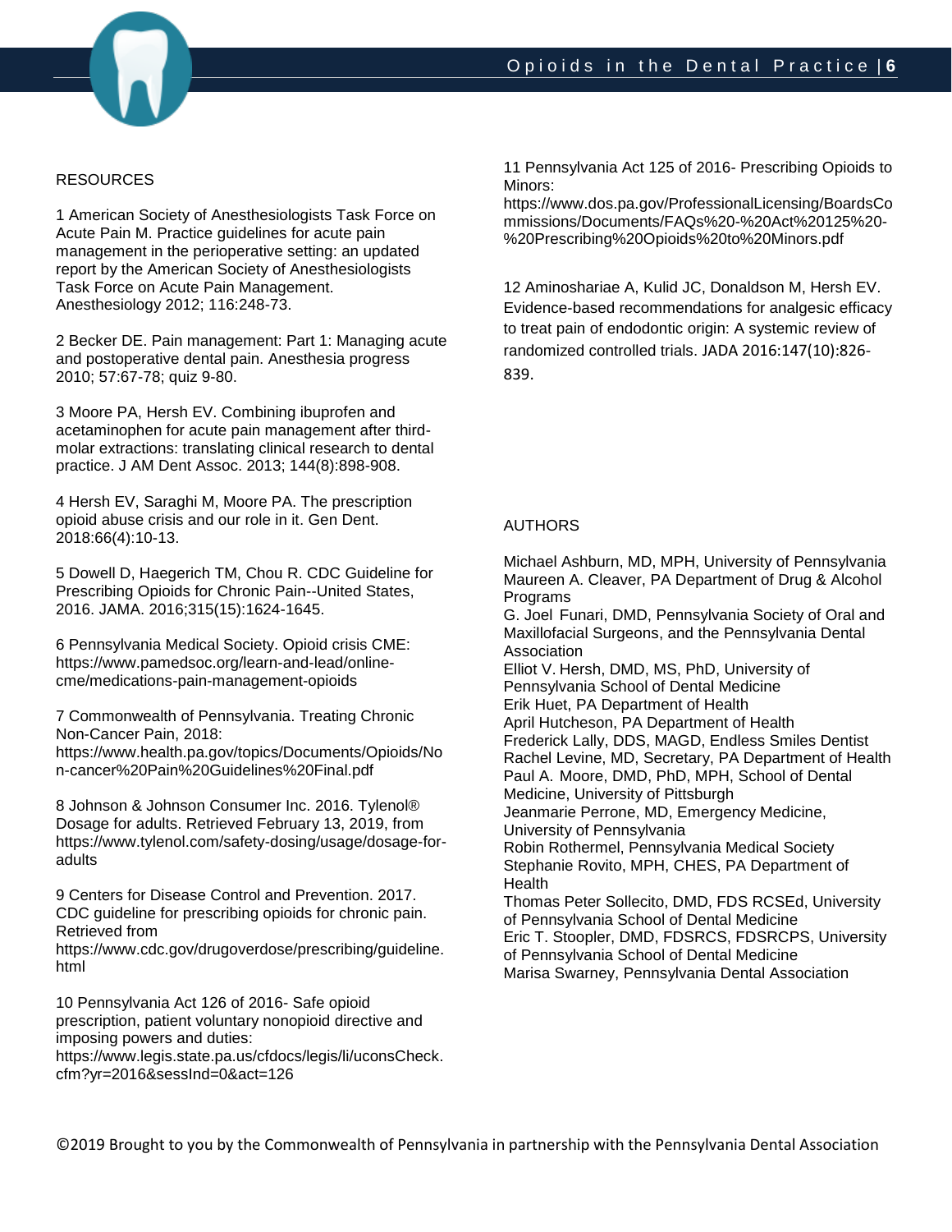## RESOURCES

1 American Society of Anesthesiologists Task Force on Acute Pain M. Practice guidelines for acute pain management in the perioperative setting: an updated report by the American Society of Anesthesiologists Task Force on Acute Pain Management. Anesthesiology 2012; 116:248-73.

2 Becker DE. Pain management: Part 1: Managing acute and postoperative dental pain. Anesthesia progress 2010; 57:67-78; quiz 9-80.

3 Moore PA, Hersh EV. Combining ibuprofen and acetaminophen for acute pain management after third-molar extractions: translating clinical research to dental practice. J AM Dent Assoc. 2013; 144(8):898-908.

4 Hersh EV, Saraghi M, Moore PA. The prescription opioid abuse crisis and our role in it. Gen Dent. 2018:66(4):10-13.

5 Dowell D, Haegerich TM, Chou R. CDC Guideline for Prescribing Opioids for Chronic Pain--United States, 2016. JAMA. 2016;315(15):1624-1645.

6 Pennsylvania Medical Society. Opioid crisis CME: https://www.pamedsoc.org/learn-and-lead/online-cme/medications-pain-management-opioids

7 Commonwealth of Pennsylvania. Treating Chronic Non-Cancer Pain, 2018: https://www.health.pa.gov/topics/Documents/Opioids/Non-cancer%20Pain%20Guidelines%20Final.pdf

8 Johnson & Johnson Consumer Inc. 2016. Tylenol® Dosage for adults. Retrieved February 13, 2019, from https://www.tylenol.com/safety-dosing/usage/dosage-for-adults

9 Centers for Disease Control and Prevention. 2017. CDC guideline for prescribing opioids for chronic pain. Retrieved from https://www.cdc.gov/drugoverdose/prescribing/guideline.html

10 Pennsylvania Act 126 of 2016- Safe opioid prescription, patient voluntary nonopioid directive and imposing powers and duties: https://www.legis.state.pa.us/cfdocs/legis/li/uconsCheck.cfm?yr=2016&sessInd=0&act=126

11 Pennsylvania Act 125 of 2016- Prescribing Opioids to Minors: https://www.dos.pa.gov/ProfessionalLicensing/BoardsCommissions/Documents/FAQs%20-%20Act%20125%20-%20Prescribing%20Opioids%20to%20Minors.pdf

12 Aminoshariae A, Kulid JC, Donaldson M, Hersh EV. Evidence-based recommendations for analgesic efficacy to treat pain of endodontic origin: A systemic review of randomized controlled trials. JADA 2016:147(10):826-839.

## AUTHORS

Michael Ashburn, MD, MPH, University of Pennsylvania
Maureen A. Cleaver, PA Department of Drug & Alcohol Programs
G. Joel Funari, DMD, Pennsylvania Society of Oral and Maxillofacial Surgeons, and the Pennsylvania Dental Association
Elliot V. Hersh, DMD, MS, PhD, University of Pennsylvania School of Dental Medicine
Erik Huet, PA Department of Health
April Hutcheson, PA Department of Health
Frederick Lally, DDS, MAGD, Endless Smiles Dentist
Rachel Levine, MD, Secretary, PA Department of Health
Paul A. Moore, DMD, PhD, MPH, School of Dental Medicine, University of Pittsburgh
Jeanmarie Perrone, MD, Emergency Medicine, University of Pennsylvania
Robin Rothermel, Pennsylvania Medical Society
Stephanie Rovito, MPH, CHES, PA Department of Health
Thomas Peter Sollecito, DMD, FDS RCSEd, University of Pennsylvania School of Dental Medicine
Eric T. Stoopler, DMD, FDSRCS, FDSRCPS, University of Pennsylvania School of Dental Medicine
Marisa Swarney, Pennsylvania Dental Association

©2019 Brought to you by the Commonwealth of Pennsylvania in partnership with the Pennsylvania Dental Association